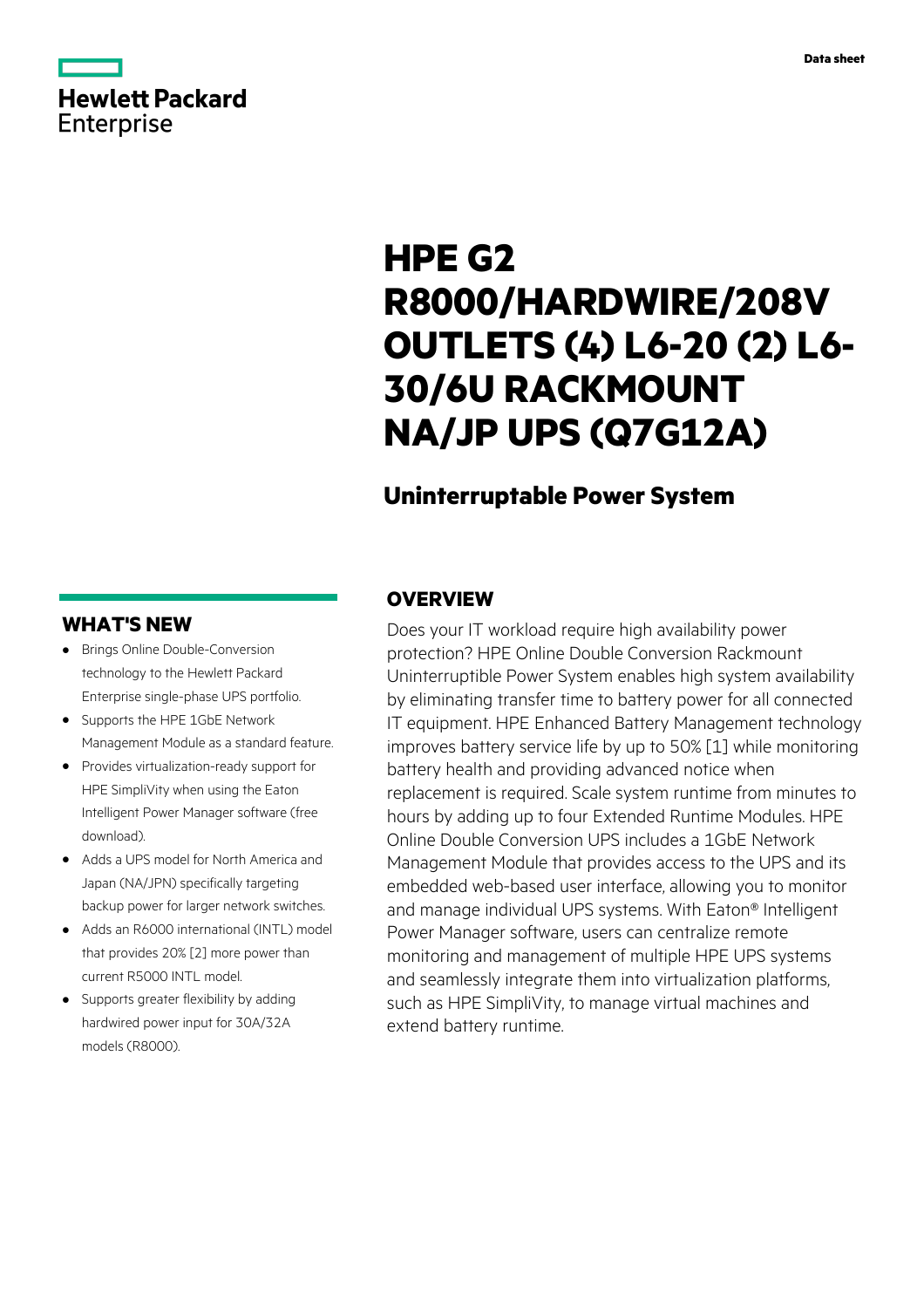Hewlett Packard Enterprise

Data sheet

# HPE G2 R8000/HARDWIRE/208V OUTLETS (4) L6-20 (2) L6-30/6U RACKMOUNT NA/JP UPS (Q7G12A)

## Uninterruptable Power System

## OVERVIEW

Does your IT workload require high availability power protection? HPE Online Double Conversion Rackmount Uninterruptible Power System enables high system availability by eliminating transfer time to battery power for all connected IT equipment. HPE Enhanced Battery Management technology improves battery service life by up to 50% [1] while monitoring battery health and providing advanced notice when replacement is required. Scale system runtime from minutes to hours by adding up to four Extended Runtime Modules. HPE Online Double Conversion UPS includes a 1GbE Network Management Module that provides access to the UPS and its embedded web-based user interface, allowing you to monitor and manage individual UPS systems. With Eaton® Intelligent Power Manager software, users can centralize remote monitoring and management of multiple HPE UPS systems and seamlessly integrate them into virtualization platforms, such as HPE SimpliVity, to manage virtual machines and extend battery runtime.

## WHAT'S NEW

- Brings Online Double-Conversion technology to the Hewlett Packard Enterprise single-phase UPS portfolio.
- Supports the HPE 1GbE Network Management Module as a standard feature.
- Provides virtualization-ready support for HPE SimpliVity when using the Eaton Intelligent Power Manager software (free download).
- Adds a UPS model for North America and Japan (NA/JPN) specifically targeting backup power for larger network switches.
- Adds an R6000 international (INTL) model that provides 20% [2] more power than current R5000 INTL model.
- Supports greater flexibility by adding hardwired power input for 30A/32A models (R8000).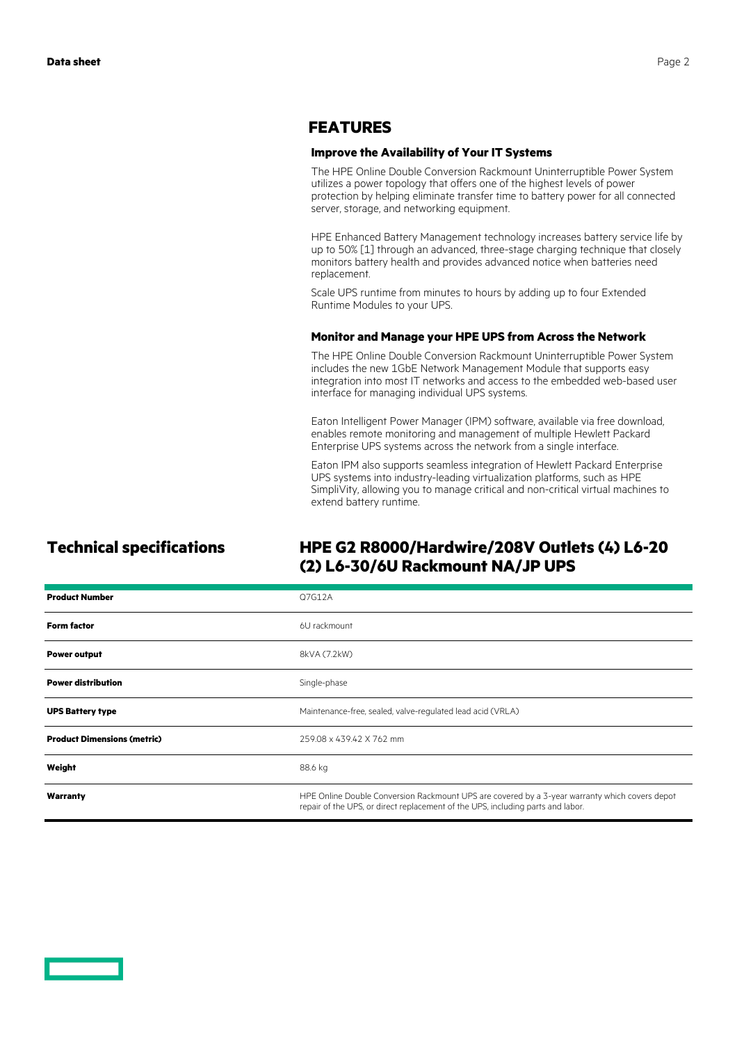## FEATURES

### Improve the Availability of Your IT Systems

The HPE Online Double Conversion Rackmount Uninterruptible Power System utilizes a power topology that offers one of the highest levels of power protection by helping eliminate transfer time to battery power for all connected server, storage, and networking equipment.

HPE Enhanced Battery Management technology increases battery service life by up to 50% [1] through an advanced, three-stage charging technique that closely monitors battery health and provides advanced notice when batteries need replacement.

Scale UPS runtime from minutes to hours by adding up to four Extended Runtime Modules to your UPS.

### Monitor and Manage your HPE UPS from Across the Network

The HPE Online Double Conversion Rackmount Uninterruptible Power System includes the new 1GbE Network Management Module that supports easy integration into most IT networks and access to the embedded web-based user interface for managing individual UPS systems.

Eaton Intelligent Power Manager (IPM) software, available via free download, enables remote monitoring and management of multiple Hewlett Packard Enterprise UPS systems across the network from a single interface.

Eaton IPM also supports seamless integration of Hewlett Packard Enterprise UPS systems into industry-leading virtualization platforms, such as HPE SimpliVity, allowing you to manage critical and non-critical virtual machines to extend battery runtime.

## Technical specifications

## HPE G2 R8000/Hardwire/208V Outlets (4) L6-20 (2) L6-30/6U Rackmount NA/JP UPS

| | |
|---|---|
| **Product Number** | Q7G12A |
| **Form factor** | 6U rackmount |
| **Power output** | 8kVA (7.2kW) |
| **Power distribution** | Single-phase |
| **UPS Battery type** | Maintenance-free, sealed, valve-regulated lead acid (VRLA) |
| **Product Dimensions (metric)** | 259.08 x 439.42 X 762 mm |
| **Weight** | 88.6 kg |
| **Warranty** | HPE Online Double Conversion Rackmount UPS are covered by a 3-year warranty which covers depot repair of the UPS, or direct replacement of the UPS, including parts and labor. |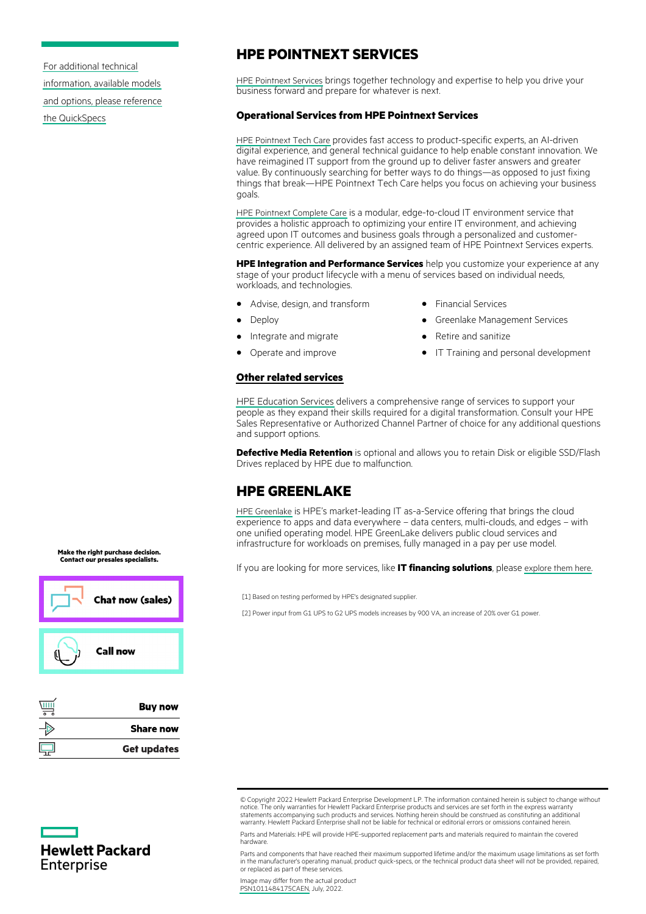For additional technical information, available models and options, please reference the QuickSpecs

# HPE POINTNEXT SERVICES

HPE Pointnext Services brings together technology and expertise to help you drive your business forward and prepare for whatever is next.

### Operational Services from HPE Pointnext Services

HPE Pointnext Tech Care provides fast access to product-specific experts, an AI-driven digital experience, and general technical guidance to help enable constant innovation. We have reimagined IT support from the ground up to deliver faster answers and greater value. By continuously searching for better ways to do things—as opposed to just fixing things that break—HPE Pointnext Tech Care helps you focus on achieving your business goals.

HPE Pointnext Complete Care is a modular, edge-to-cloud IT environment service that provides a holistic approach to optimizing your entire IT environment, and achieving agreed upon IT outcomes and business goals through a personalized and customer-centric experience. All delivered by an assigned team of HPE Pointnext Services experts.

**HPE Integration and Performance Services** help you customize your experience at any stage of your product lifecycle with a menu of services based on individual needs, workloads, and technologies.

- Advise, design, and transform
- Deploy
- Integrate and migrate
- Operate and improve
- Financial Services
- Greenlake Management Services
- Retire and sanitize
- IT Training and personal development

### Other related services

HPE Education Services delivers a comprehensive range of services to support your people as they expand their skills required for a digital transformation. Consult your HPE Sales Representative or Authorized Channel Partner of choice for any additional questions and support options.

**Defective Media Retention** is optional and allows you to retain Disk or eligible SSD/Flash Drives replaced by HPE due to malfunction.

# HPE GREENLAKE

HPE Greenlake is HPE's market-leading IT as-a-Service offering that brings the cloud experience to apps and data everywhere – data centers, multi-clouds, and edges – with one unified operating model. HPE GreenLake delivers public cloud services and infrastructure for workloads on premises, fully managed in a pay per use model.

If you are looking for more services, like **IT financing solutions**, please explore them here.

[1] Based on testing performed by HPE's designated supplier.

[2] Power input from G1 UPS to G2 UPS models increases by 900 VA, an increase of 20% over G1 power.

**Make the right purchase decision. Contact our presales specialists.**

Chat now (sales)

Call now

Buy now

Share now

Get updates

Hewlett Packard Enterprise

© Copyright 2022 Hewlett Packard Enterprise Development LP. The information contained herein is subject to change without notice. The only warranties for Hewlett Packard Enterprise products and services are set forth in the express warranty statements accompanying such products and services. Nothing herein should be construed as constituting an additional warranty. Hewlett Packard Enterprise shall not be liable for technical or editorial errors or omissions contained herein.

Parts and Materials: HPE will provide HPE-supported replacement parts and materials required to maintain the covered hardware.

Parts and components that have reached their maximum supported lifetime and/or the maximum usage limitations as set forth in the manufacturer's operating manual, product quick-specs, or the technical product data sheet will not be provided, repaired, or replaced as part of these services.

Image may differ from the actual product

PSN1011484175CAEN, July, 2022.